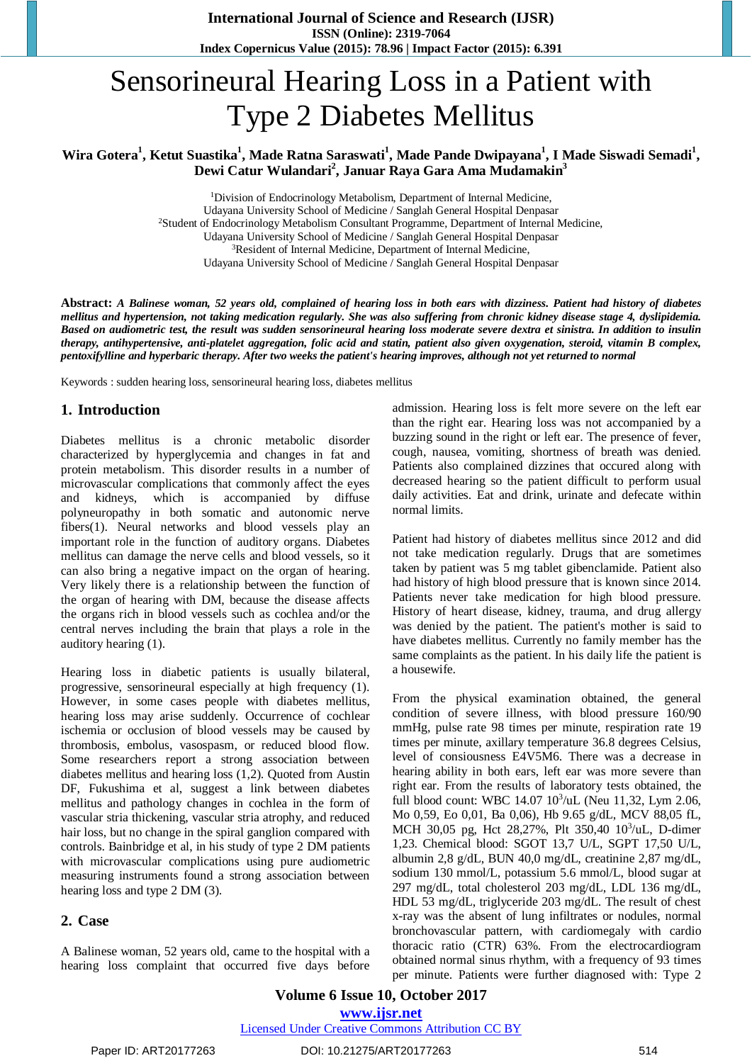# Sensorineural Hearing Loss in a Patient with Type 2 Diabetes Mellitus

**Wira Gotera[1], Ketut Suastika[1], Made Ratna Saraswati[1], Made Pande Dwipayana[1], I Made Siswadi Semadi[1], Dewi Catur Wulandari[2], Januar Raya Gara Ama Mudamakin[3]**

[1]Division of Endocrinology Metabolism, Department of Internal Medicine, Udayana University School of Medicine / Sanglah General Hospital Denpasar

[2]Student of Endocrinology Metabolism Consultant Programme, Department of Internal Medicine, Udayana University School of Medicine / Sanglah General Hospital Denpasar

[3]Resident of Internal Medicine, Department of Internal Medicine, Udayana University School of Medicine / Sanglah General Hospital Denpasar

**Abstract:** ***A Balinese woman, 52 years old, complained of hearing loss in both ears with dizziness. Patient had history of diabetes mellitus and hypertension, not taking medication regularly. She was also suffering from chronic kidney disease stage 4, dyslipidemia. Based on audiometric test, the result was sudden sensorineural hearing loss moderate severe dextra et sinistra. In addition to insulin therapy, antihypertensive, anti-platelet aggregation, folic acid and statin, patient also given oxygenation, steroid, vitamin B complex, pentoxifylline and hyperbaric therapy. After two weeks the patient's hearing improves, although not yet returned to normal***

Keywords : sudden hearing loss, sensorineural hearing loss, diabetes mellitus

## 1. Introduction

Diabetes mellitus is a chronic metabolic disorder characterized by hyperglycemia and changes in fat and protein metabolism. This disorder results in a number of microvascular complications that commonly affect the eyes and kidneys, which is accompanied by diffuse polyneuropathy in both somatic and autonomic nerve fibers(1). Neural networks and blood vessels play an important role in the function of auditory organs. Diabetes mellitus can damage the nerve cells and blood vessels, so it can also bring a negative impact on the organ of hearing. Very likely there is a relationship between the function of the organ of hearing with DM, because the disease affects the organs rich in blood vessels such as cochlea and/or the central nerves including the brain that plays a role in the auditory hearing (1).

Hearing loss in diabetic patients is usually bilateral, progressive, sensorineural especially at high frequency (1). However, in some cases people with diabetes mellitus, hearing loss may arise suddenly. Occurrence of cochlear ischemia or occlusion of blood vessels may be caused by thrombosis, embolus, vasospasm, or reduced blood flow. Some researchers report a strong association between diabetes mellitus and hearing loss (1,2). Quoted from Austin DF, Fukushima et al, suggest a link between diabetes mellitus and pathology changes in cochlea in the form of vascular stria thickening, vascular stria atrophy, and reduced hair loss, but no change in the spiral ganglion compared with controls. Bainbridge et al, in his study of type 2 DM patients with microvascular complications using pure audiometric measuring instruments found a strong association between hearing loss and type 2 DM (3).

## 2. Case

A Balinese woman, 52 years old, came to the hospital with a hearing loss complaint that occurred five days before admission. Hearing loss is felt more severe on the left ear than the right ear. Hearing loss was not accompanied by a buzzing sound in the right or left ear. The presence of fever, cough, nausea, vomiting, shortness of breath was denied. Patients also complained dizzines that occured along with decreased hearing so the patient difficult to perform usual daily activities. Eat and drink, urinate and defecate within normal limits.

Patient had history of diabetes mellitus since 2012 and did not take medication regularly. Drugs that are sometimes taken by patient was 5 mg tablet gibenclamide. Patient also had history of high blood pressure that is known since 2014. Patients never take medication for high blood pressure. History of heart disease, kidney, trauma, and drug allergy was denied by the patient. The patient's mother is said to have diabetes mellitus. Currently no family member has the same complaints as the patient. In his daily life the patient is a housewife.

From the physical examination obtained, the general condition of severe illness, with blood pressure 160/90 mmHg, pulse rate 98 times per minute, respiration rate 19 times per minute, axillary temperature 36.8 degrees Celsius, level of consiousness E4V5M6. There was a decrease in hearing ability in both ears, left ear was more severe than right ear. From the results of laboratory tests obtained, the full blood count: WBC 14.07 $10^3$/uL (Neu 11,32, Lym 2.06, Mo 0,59, Eo 0,01, Ba 0,06), Hb 9.65 g/dL, MCV 88,05 fL, MCH 30,05 pg, Hct 28,27%, Plt 350,40 $10^3$/uL, D-dimer 1,23. Chemical blood: SGOT 13,7 U/L, SGPT 17,50 U/L, albumin 2,8 g/dL, BUN 40,0 mg/dL, creatinine 2,87 mg/dL, sodium 130 mmol/L, potassium 5.6 mmol/L, blood sugar at 297 mg/dL, total cholesterol 203 mg/dL, LDL 136 mg/dL, HDL 53 mg/dL, triglyceride 203 mg/dL. The result of chest x-ray was the absent of lung infiltrates or nodules, normal bronchovascular pattern, with cardiomegaly with cardio thoracic ratio (CTR) 63%. From the electrocardiogram obtained normal sinus rhythm, with a frequency of 93 times per minute. Patients were further diagnosed with: Type 2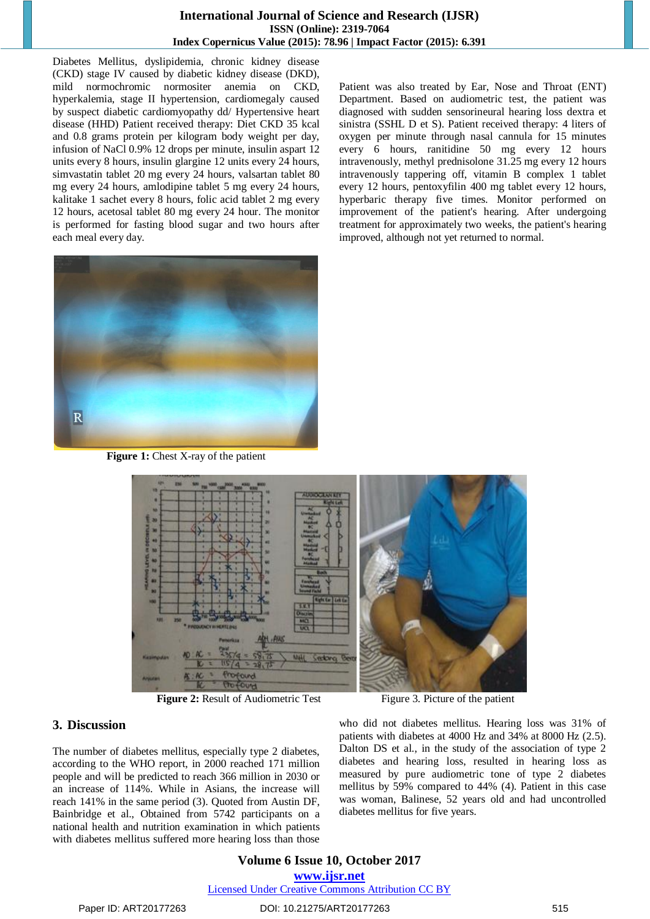Diabetes Mellitus, dyslipidemia, chronic kidney disease (CKD) stage IV caused by diabetic kidney disease (DKD), mild normochromic normositer anemia on CKD, hyperkalemia, stage II hypertension, cardiomegaly caused by suspect diabetic cardiomyopathy dd/ Hypertensive heart disease (HHD) Patient received therapy: Diet CKD 35 kcal and 0.8 grams protein per kilogram body weight per day, infusion of NaCl 0.9% 12 drops per minute, insulin aspart 12 units every 8 hours, insulin glargine 12 units every 24 hours, simvastatin tablet 20 mg every 24 hours, valsartan tablet 80 mg every 24 hours, amlodipine tablet 5 mg every 24 hours, kalitake 1 sachet every 8 hours, folic acid tablet 2 mg every 12 hours, acetosal tablet 80 mg every 24 hour. The monitor is performed for fasting blood sugar and two hours after each meal every day.

**Figure 1:** Chest X-ray of the patient

Patient was also treated by Ear, Nose and Throat (ENT) Department. Based on audiometric test, the patient was diagnosed with sudden sensorineural hearing loss dextra et sinistra (SSHL D et S). Patient received therapy: 4 liters of oxygen per minute through nasal cannula for 15 minutes every 6 hours, ranitidine 50 mg every 12 hours intravenously, methyl prednisolone 31.25 mg every 12 hours intravenously tappering off, vitamin B complex 1 tablet every 12 hours, pentoxyfilin 400 mg tablet every 12 hours, hyperbaric therapy five times. Monitor performed on improvement of the patient's hearing. After undergoing treatment for approximately two weeks, the patient's hearing improved, although not yet returned to normal.

**Figure 2:** Result of Audiometric Test

Figure 3. Picture of the patient

## 3. Discussion

The number of diabetes mellitus, especially type 2 diabetes, according to the WHO report, in 2000 reached 171 million people and will be predicted to reach 366 million in 2030 or an increase of 114%. While in Asians, the increase will reach 141% in the same period (3). Quoted from Austin DF, Bainbridge et al., Obtained from 5742 participants on a national health and nutrition examination in which patients with diabetes mellitus suffered more hearing loss than those who did not diabetes mellitus. Hearing loss was 31% of patients with diabetes at 4000 Hz and 34% at 8000 Hz (2.5). Dalton DS et al., in the study of the association of type 2 diabetes and hearing loss, resulted in hearing loss as measured by pure audiometric tone of type 2 diabetes mellitus by 59% compared to 44% (4). Patient in this case was woman, Balinese, 52 years old and had uncontrolled diabetes mellitus for five years.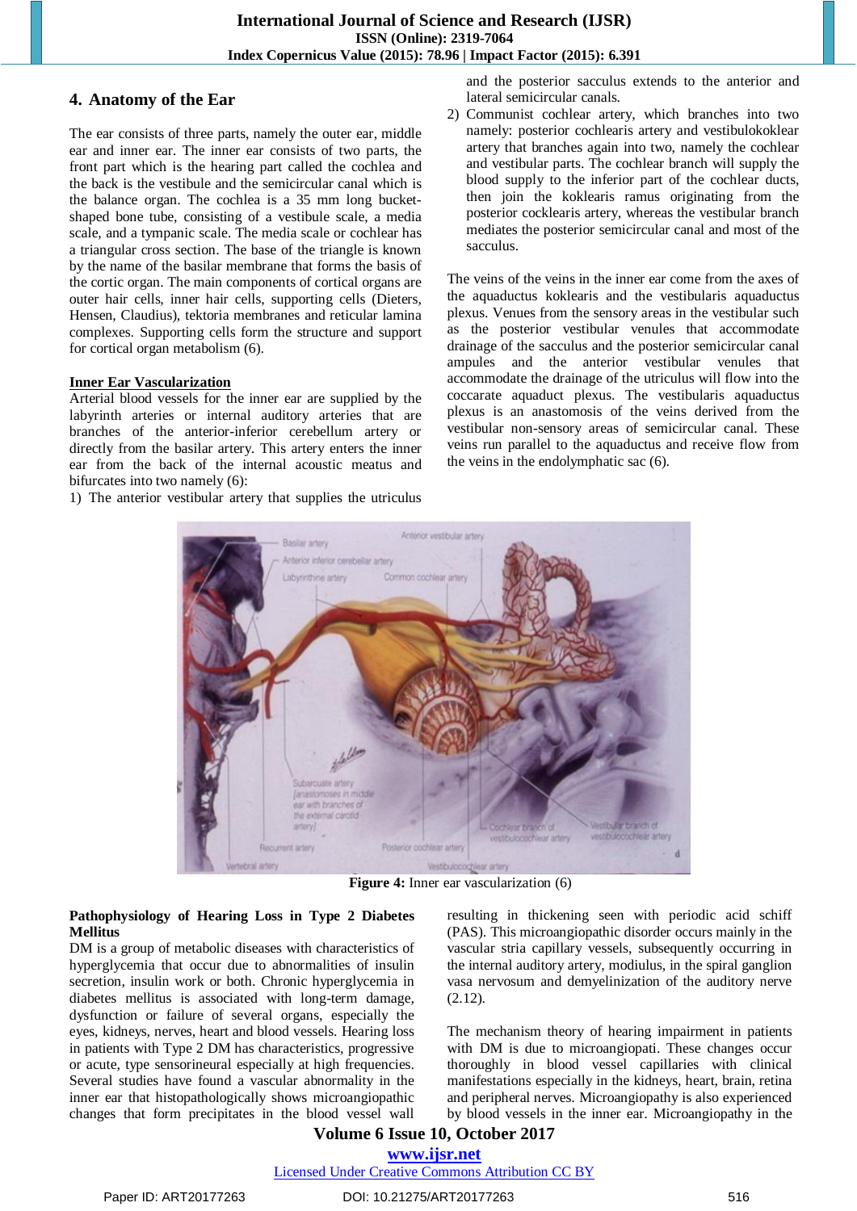## 4. Anatomy of the Ear

The ear consists of three parts, namely the outer ear, middle ear and inner ear. The inner ear consists of two parts, the front part which is the hearing part called the cochlea and the back is the vestibule and the semicircular canal which is the balance organ. The cochlea is a 35 mm long bucket-shaped bone tube, consisting of a vestibule scale, a media scale, and a tympanic scale. The media scale or cochlear has a triangular cross section. The base of the triangle is known by the name of the basilar membrane that forms the basis of the cortic organ. The main components of cortical organs are outer hair cells, inner hair cells, supporting cells (Dieters, Hensen, Claudius), tektoria membranes and reticular lamina complexes. Supporting cells form the structure and support for cortical organ metabolism (6).

**Inner Ear Vascularization**

Arterial blood vessels for the inner ear are supplied by the labyrinth arteries or internal auditory arteries that are branches of the anterior-inferior cerebellum artery or directly from the basilar artery. This artery enters the inner ear from the back of the internal acoustic meatus and bifurcates into two namely (6):

1) The anterior vestibular artery that supplies the utriculus and the posterior sacculus extends to the anterior and lateral semicircular canals.
2) Communist cochlear artery, which branches into two namely: posterior cochlearis artery and vestibulokoklear artery that branches again into two, namely the cochlear and vestibular parts. The cochlear branch will supply the blood supply to the inferior part of the cochlear ducts, then join the koklearis ramus originating from the posterior cocklearis artery, whereas the vestibular branch mediates the posterior semicircular canal and most of the sacculus.

The veins of the veins in the inner ear come from the axes of the aquaductus koklearis and the vestibularis aquaductus plexus. Venues from the sensory areas in the vestibular such as the posterior vestibular venules that accommodate drainage of the sacculus and the posterior semicircular canal ampules and the anterior vestibular venules that accommodate the drainage of the utriculus will flow into the coccarate aquaduct plexus. The vestibularis aquaductus plexus is an anastomosis of the veins derived from the vestibular non-sensory areas of semicircular canal. These veins run parallel to the aquaductus and receive flow from the veins in the endolymphatic sac (6).

**Figure 4:** Inner ear vascularization (6)

**Pathophysiology of Hearing Loss in Type 2 Diabetes Mellitus**

DM is a group of metabolic diseases with characteristics of hyperglycemia that occur due to abnormalities of insulin secretion, insulin work or both. Chronic hyperglycemia in diabetes mellitus is associated with long-term damage, dysfunction or failure of several organs, especially the eyes, kidneys, nerves, heart and blood vessels. Hearing loss in patients with Type 2 DM has characteristics, progressive or acute, type sensorineural especially at high frequencies. Several studies have found a vascular abnormality in the inner ear that histopathologically shows microangiopathic changes that form precipitates in the blood vessel wall resulting in thickening seen with periodic acid schiff (PAS). This microangiopathic disorder occurs mainly in the vascular stria capillary vessels, subsequently occurring in the internal auditory artery, modiulus, in the spiral ganglion vasa nervosum and demyelinization of the auditory nerve (2.12).

The mechanism theory of hearing impairment in patients with DM is due to microangiopati. These changes occur thoroughly in blood vessel capillaries with clinical manifestations especially in the kidneys, heart, brain, retina and peripheral nerves. Microangiopathy is also experienced by blood vessels in the inner ear. Microangiopathy in the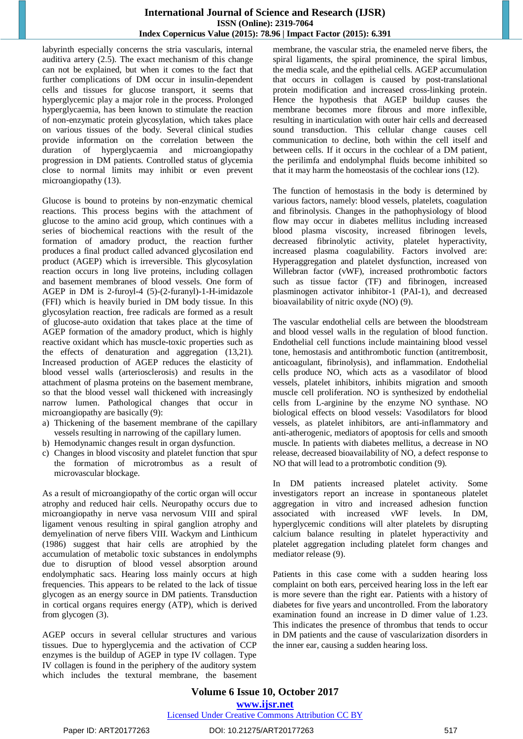labyrinth especially concerns the stria vascularis, internal auditiva artery (2.5). The exact mechanism of this change can not be explained, but when it comes to the fact that further complications of DM occur in insulin-dependent cells and tissues for glucose transport, it seems that hyperglycemic play a major role in the process. Prolonged hyperglycaemia, has been known to stimulate the reaction of non-enzymatic protein glycosylation, which takes place on various tissues of the body. Several clinical studies provide information on the correlation between the duration of hyperglycaemia and microangiopathy progression in DM patients. Controlled status of glycemia close to normal limits may inhibit or even prevent microangiopathy (13).

Glucose is bound to proteins by non-enzymatic chemical reactions. This process begins with the attachment of glucose to the amino acid group, which continues with a series of biochemical reactions with the result of the formation of amadory product, the reaction further produces a final product called advanced glycosilation end product (AGEP) which is irreversible. This glycosylation reaction occurs in long live proteins, including collagen and basement membranes of blood vessels. One form of AGEP in DM is 2-furoyl-4 (5)-(2-furanyl)-1-H-imidazole (FFI) which is heavily buried in DM body tissue. In this glycosylation reaction, free radicals are formed as a result of glycose-auto oxidation that takes place at the time of AGEP formation of the amadory product, which is highly reactive oxidant which has muscle-toxic properties such as the effects of denaturation and aggregation (13,21). Increased production of AGEP reduces the elasticity of blood vessel walls (arteriosclerosis) and results in the attachment of plasma proteins on the basement membrane, so that the blood vessel wall thickened with increasingly narrow lumen. Pathological changes that occur in microangiopathy are basically (9):

a) Thickening of the basement membrane of the capillary vessels resulting in narrowing of the capillary lumen.
b) Hemodynamic changes result in organ dysfunction.
c) Changes in blood viscosity and platelet function that spur the formation of microtrombus as a result of microvascular blockage.

As a result of microangiopathy of the cortic organ will occur atrophy and reduced hair cells. Neuropathy occurs due to microangiopathy in nerve vasa nervosum VIII and spiral ligament venous resulting in spiral ganglion atrophy and demyelination of nerve fibers VIII. Wackym and Linthicum (1986) suggest that hair cells are atrophied by the accumulation of metabolic toxic substances in endolymphs due to disruption of blood vessel absorption around endolymphatic sacs. Hearing loss mainly occurs at high frequencies. This appears to be related to the lack of tissue glycogen as an energy source in DM patients. Transduction in cortical organs requires energy (ATP), which is derived from glycogen (3).

AGEP occurs in several cellular structures and various tissues. Due to hyperglycemia and the activation of CCP enzymes is the buildup of AGEP in type IV collagen. Type IV collagen is found in the periphery of the auditory system which includes the textural membrane, the basement membrane, the vascular stria, the enameled nerve fibers, the spiral ligaments, the spiral prominence, the spiral limbus, the media scale, and the epithelial cells. AGEP accumulation that occurs in collagen is caused by post-translational protein modification and increased cross-linking protein. Hence the hypothesis that AGEP buildup causes the membrane becomes more fibrous and more inflexible, resulting in inarticulation with outer hair cells and decreased sound transduction. This cellular change causes cell communication to decline, both within the cell itself and between cells. If it occurs in the cochlear of a DM patient, the perilimfa and endolymphal fluids become inhibited so that it may harm the homeostasis of the cochlear ions (12).

The function of hemostasis in the body is determined by various factors, namely: blood vessels, platelets, coagulation and fibrinolysis. Changes in the pathophysiology of blood flow may occur in diabetes mellitus including increased blood plasma viscosity, increased fibrinogen levels, decreased fibrinolytic activity, platelet hyperactivity, increased plasma coagulability. Factors involved are: Hyperaggregation and platelet dysfunction, increased von Willebran factor (vWF), increased prothrombotic factors such as tissue factor (TF) and fibrinogen, increased plasminogen activator inhibitor-1 (PAI-1), and decreased bioavailability of nitric oxyde (NO) (9).

The vascular endothelial cells are between the bloodstream and blood vessel walls in the regulation of blood function. Endothelial cell functions include maintaining blood vessel tone, hemostasis and antithrombotic function (antitrembosit, anticoagulant, fibrinolysis), and inflammation. Endothelial cells produce NO, which acts as a vasodilator of blood vessels, platelet inhibitors, inhibits migration and smooth muscle cell proliferation. NO is synthesized by endothelial cells from L-arginine by the enzyme NO synthase. NO biological effects on blood vessels: Vasodilators for blood vessels, as platelet inhibitors, are anti-inflammatory and anti-atherogenic, mediators of apoptosis for cells and smooth muscle. In patients with diabetes mellitus, a decrease in NO release, decreased bioavailability of NO, a defect response to NO that will lead to a protrombotic condition (9).

In DM patients increased platelet activity. Some investigators report an increase in spontaneous platelet aggregation in vitro and increased adhesion function associated with increased vWF levels. In DM, hyperglycemic conditions will alter platelets by disrupting calcium balance resulting in platelet hyperactivity and platelet aggregation including platelet form changes and mediator release (9).

Patients in this case come with a sudden hearing loss complaint on both ears, perceived hearing loss in the left ear is more severe than the right ear. Patients with a history of diabetes for five years and uncontrolled. From the laboratory examination found an increase in D dimer value of 1.23. This indicates the presence of thrombus that tends to occur in DM patients and the cause of vascularization disorders in the inner ear, causing a sudden hearing loss.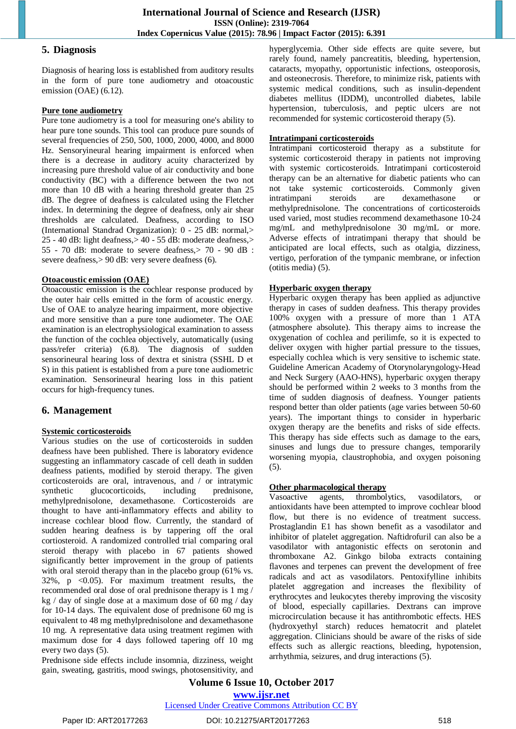## 5. Diagnosis

Diagnosis of hearing loss is established from auditory results in the form of pure tone audiometry and otoacoustic emission (OAE) (6.12).

**Pure tone audiometry**

Pure tone audiometry is a tool for measuring one's ability to hear pure tone sounds. This tool can produce pure sounds of several frequencies of 250, 500, 1000, 2000, 4000, and 8000 Hz. Sensoryineural hearing impairment is enforced when there is a decrease in auditory acuity characterized by increasing pure threshold value of air conductivity and bone conductivity (BC) with a difference between the two not more than 10 dB with a hearing threshold greater than 25 dB. The degree of deafness is calculated using the Fletcher index. In determining the degree of deafness, only air shear thresholds are calculated. Deafness, according to ISO (International Standrad Organization): 0 - 25 dB: normal,> 25 - 40 dB: light deafness,> 40 - 55 dB: moderate deafness,> 55 - 70 dB: moderate to severe deafness,> 70 - 90 dB : severe deafness,> 90 dB: very severe deafness (6).

**Otoacoustic emission (OAE)**

Otoacoustic emission is the cochlear response produced by the outer hair cells emitted in the form of acoustic energy. Use of OAE to analyze hearing impairment, more objective and more sensitive than a pure tone audiometer. The OAE examination is an electrophysiological examination to assess the function of the cochlea objectively, automatically (using pass/refer criteria) (6.8). The diagnosis of sudden sensorineural hearing loss of dextra et sinistra (SSHL D et S) in this patient is established from a pure tone audiometric examination. Sensorineural hearing loss in this patient occurs for high-frequency tunes.

## 6. Management

**Systemic corticosteroids**

Various studies on the use of corticosteroids in sudden deafness have been published. There is laboratory evidence suggesting an inflammatory cascade of cell death in sudden deafness patients, modified by steroid therapy. The given corticosteroids are oral, intravenous, and / or intratympic synthetic glucocorticoids, including prednisone, methylprednisolone, dexamethasone. Corticosteroids are thought to have anti-inflammatory effects and ability to increase cochlear blood flow. Currently, the standard of sudden hearing deafness is by tappering off the oral cortiosteroid. A randomized controlled trial comparing oral steroid therapy with placebo in 67 patients showed significantly better improvement in the group of patients with oral steroid therapy than in the placebo group (61% vs. 32%, $p < 0.05$). For maximum treatment results, the recommended oral dose of oral prednisone therapy is 1 mg / kg / day of single dose at a maximum dose of 60 mg / day for 10-14 days. The equivalent dose of prednisone 60 mg is equivalent to 48 mg methylprednisolone and dexamethasone 10 mg. A representative data using treatment regimen with maximum dose for 4 days followed tapering off 10 mg every two days (5).

Prednisone side effects include insomnia, dizziness, weight gain, sweating, gastritis, mood swings, photosensitivity, and hyperglycemia. Other side effects are quite severe, but rarely found, namely pancreatitis, bleeding, hypertension, cataracts, myopathy, opportunistic infections, osteoporosis, and osteonecrosis. Therefore, to minimize risk, patients with systemic medical conditions, such as insulin-dependent diabetes mellitus (IDDM), uncontrolled diabetes, labile hypertension, tuberculosis, and peptic ulcers are not recommended for systemic corticosteroid therapy (5).

**Intratimpani corticosteroids**

Intratimpani corticosteroid therapy as a substitute for systemic corticosteroid therapy in patients not improving with systemic corticosteroids. Intratimpani corticosteroid therapy can be an alternative for diabetic patients who can not take systemic corticosteroids. Commonly given intratimpani steroids are dexamethasone or methylprednisolone. The concentrations of corticosteroids used varied, most studies recommend dexamethasone 10-24 mg/mL and methylprednisolone 30 mg/mL or more. Adverse effects of intratimpani therapy that should be anticipated are local effects, such as otalgia, dizziness, vertigo, perforation of the tympanic membrane, or infection (otitis media) (5).

**Hyperbaric oxygen therapy**

Hyperbaric oxygen therapy has been applied as adjunctive therapy in cases of sudden deafness. This therapy provides 100% oxygen with a pressure of more than 1 ATA (atmosphere absolute). This therapy aims to increase the oxygenation of cochlea and perilimfe, so it is expected to deliver oxygen with higher partial pressure to the tissues, especially cochlea which is very sensitive to ischemic state. Guideline American Academy of Otorynolaryngology-Head and Neck Surgery (AAO-HNS), hyperbaric oxygen therapy should be performed within 2 weeks to 3 months from the time of sudden diagnosis of deafness. Younger patients respond better than older patients (age varies between 50-60 years). The important things to consider in hyperbaric oxygen therapy are the benefits and risks of side effects. This therapy has side effects such as damage to the ears, sinuses and lungs due to pressure changes, temporarily worsening myopia, claustrophobia, and oxygen poisoning (5).

**Other pharmacological therapy**

Vasoactive agents, thrombolytics, vasodilators, or antioxidants have been attempted to improve cochlear blood flow, but there is no evidence of treatment success. Prostaglandin E1 has shown benefit as a vasodilator and inhibitor of platelet aggregation. Naftidrofuril can also be a vasodilator with antagonistic effects on serotonin and thromboxane A2. Ginkgo biloba extracts containing flavones and terpenes can prevent the development of free radicals and act as vasodilators. Pentoxifylline inhibits platelet aggregation and increases the flexibility of erythrocytes and leukocytes thereby improving the viscosity of blood, especially capillaries. Dextrans can improve microcirculation because it has antithrombotic effects. HES (hydroxyethyl starch) reduces hematocrit and platelet aggregation. Clinicians should be aware of the risks of side effects such as allergic reactions, bleeding, hypotension, arrhythmia, seizures, and drug interactions (5).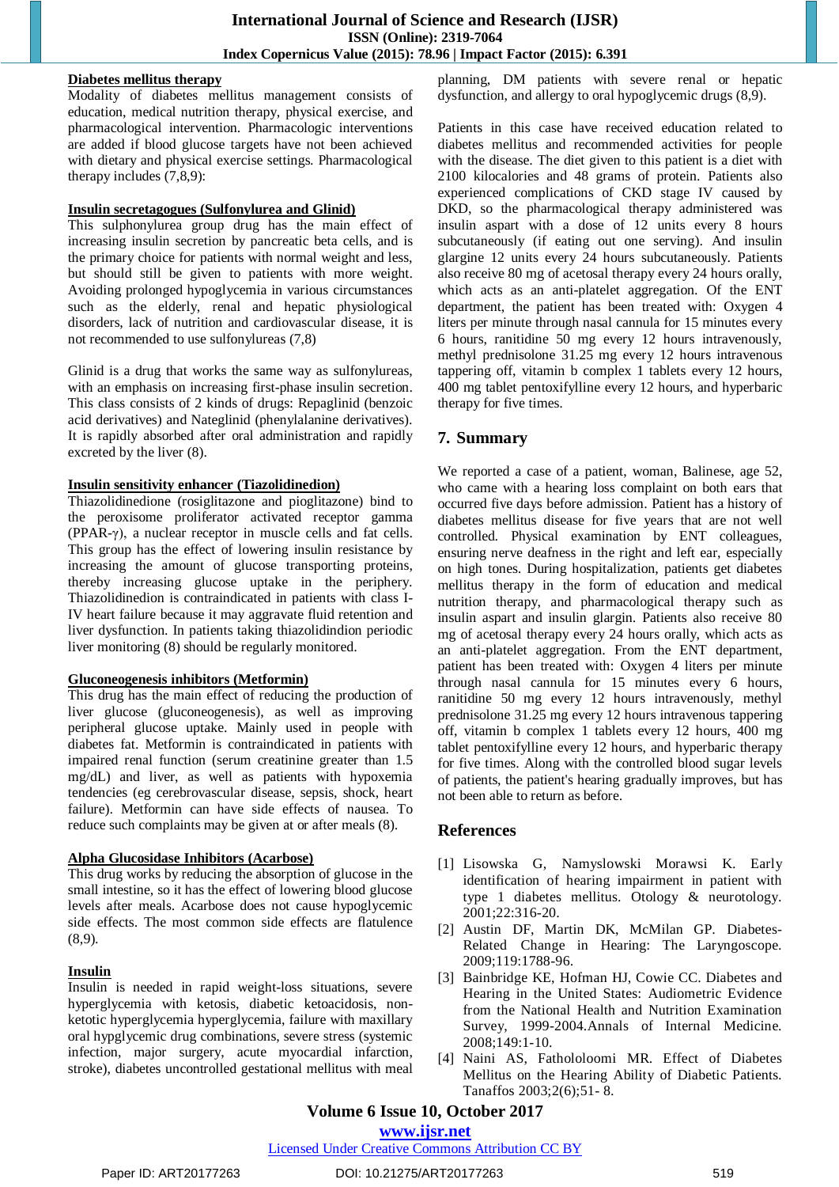**Diabetes mellitus therapy**

Modality of diabetes mellitus management consists of education, medical nutrition therapy, physical exercise, and pharmacological intervention. Pharmacologic interventions are added if blood glucose targets have not been achieved with dietary and physical exercise settings. Pharmacological therapy includes (7,8,9):

**Insulin secretagogues (Sulfonylurea and Glinid)**

This sulphonylurea group drug has the main effect of increasing insulin secretion by pancreatic beta cells, and is the primary choice for patients with normal weight and less, but should still be given to patients with more weight. Avoiding prolonged hypoglycemia in various circumstances such as the elderly, renal and hepatic physiological disorders, lack of nutrition and cardiovascular disease, it is not recommended to use sulfonylureas (7,8)

Glinid is a drug that works the same way as sulfonylureas, with an emphasis on increasing first-phase insulin secretion. This class consists of 2 kinds of drugs: Repaglinid (benzoic acid derivatives) and Nateglinid (phenylalanine derivatives). It is rapidly absorbed after oral administration and rapidly excreted by the liver (8).

**Insulin sensitivity enhancer (Tiazolidinedion)**

Thiazolidinedione (rosiglitazone and pioglitazone) bind to the peroxisome proliferator activated receptor gamma (PPAR-γ), a nuclear receptor in muscle cells and fat cells. This group has the effect of lowering insulin resistance by increasing the amount of glucose transporting proteins, thereby increasing glucose uptake in the periphery. Thiazolidinedion is contraindicated in patients with class I-IV heart failure because it may aggravate fluid retention and liver dysfunction. In patients taking thiazolidindion periodic liver monitoring (8) should be regularly monitored.

**Gluconeogenesis inhibitors (Metformin)**

This drug has the main effect of reducing the production of liver glucose (gluconeogenesis), as well as improving peripheral glucose uptake. Mainly used in people with diabetes fat. Metformin is contraindicated in patients with impaired renal function (serum creatinine greater than 1.5 mg/dL) and liver, as well as patients with hypoxemia tendencies (eg cerebrovascular disease, sepsis, shock, heart failure). Metformin can have side effects of nausea. To reduce such complaints may be given at or after meals (8).

**Alpha Glucosidase Inhibitors (Acarbose)**

This drug works by reducing the absorption of glucose in the small intestine, so it has the effect of lowering blood glucose levels after meals. Acarbose does not cause hypoglycemic side effects. The most common side effects are flatulence (8,9).

**Insulin**

Insulin is needed in rapid weight-loss situations, severe hyperglycemia with ketosis, diabetic ketoacidosis, non-ketotic hyperglycemia hyperglycemia, failure with maxillary oral hypglycemic drug combinations, severe stress (systemic infection, major surgery, acute myocardial infarction, stroke), diabetes uncontrolled gestational mellitus with meal planning, DM patients with severe renal or hepatic dysfunction, and allergy to oral hypoglycemic drugs (8,9).

Patients in this case have received education related to diabetes mellitus and recommended activities for people with the disease. The diet given to this patient is a diet with 2100 kilocalories and 48 grams of protein. Patients also experienced complications of CKD stage IV caused by DKD, so the pharmacological therapy administered was insulin aspart with a dose of 12 units every 8 hours subcutaneously (if eating out one serving). And insulin glargine 12 units every 24 hours subcutaneously. Patients also receive 80 mg of acetosal therapy every 24 hours orally, which acts as an anti-platelet aggregation. Of the ENT department, the patient has been treated with: Oxygen 4 liters per minute through nasal cannula for 15 minutes every 6 hours, ranitidine 50 mg every 12 hours intravenously, methyl prednisolone 31.25 mg every 12 hours intravenous tapering off, vitamin b complex 1 tablets every 12 hours, 400 mg tablet pentoxifylline every 12 hours, and hyperbaric therapy for five times.

## 7. Summary

We reported a case of a patient, woman, Balinese, age 52, who came with a hearing loss complaint on both ears that occurred five days before admission. Patient has a history of diabetes mellitus disease for five years that are not well controlled. Physical examination by ENT colleagues, ensuring nerve deafness in the right and left ear, especially on high tones. During hospitalization, patients get diabetes mellitus therapy in the form of education and medical nutrition therapy, and pharmacological therapy such as insulin aspart and insulin glargin. Patients also receive 80 mg of acetosal therapy every 24 hours orally, which acts as an anti-platelet aggregation. From the ENT department, patient has been treated with: Oxygen 4 liters per minute through nasal cannula for 15 minutes every 6 hours, ranitidine 50 mg every 12 hours intravenously, methyl prednisolone 31.25 mg every 12 hours intravenous tappering off, vitamin b complex 1 tablets every 12 hours, 400 mg tablet pentoxifylline every 12 hours, and hyperbaric therapy for five times. Along with the controlled blood sugar levels of patients, the patient's hearing gradually improves, but has not been able to return as before.

## References

[1] Lisowska G, Namyslowski Morawsi K. Early identification of hearing impairment in patient with type 1 diabetes mellitus. Otology & neurotology. 2001;22:316-20.

[2] Austin DF, Martin DK, McMilan GP. Diabetes-Related Change in Hearing: The Laryngoscope. 2009;119:1788-96.

[3] Bainbridge KE, Hofman HJ, Cowie CC. Diabetes and Hearing in the United States: Audiometric Evidence from the National Health and Nutrition Examination Survey, 1999-2004.Annals of Internal Medicine. 2008;149:1-10.

[4] Naini AS, Fathololoomi MR. Effect of Diabetes Mellitus on the Hearing Ability of Diabetic Patients. Tanaffos 2003;2(6);51- 8.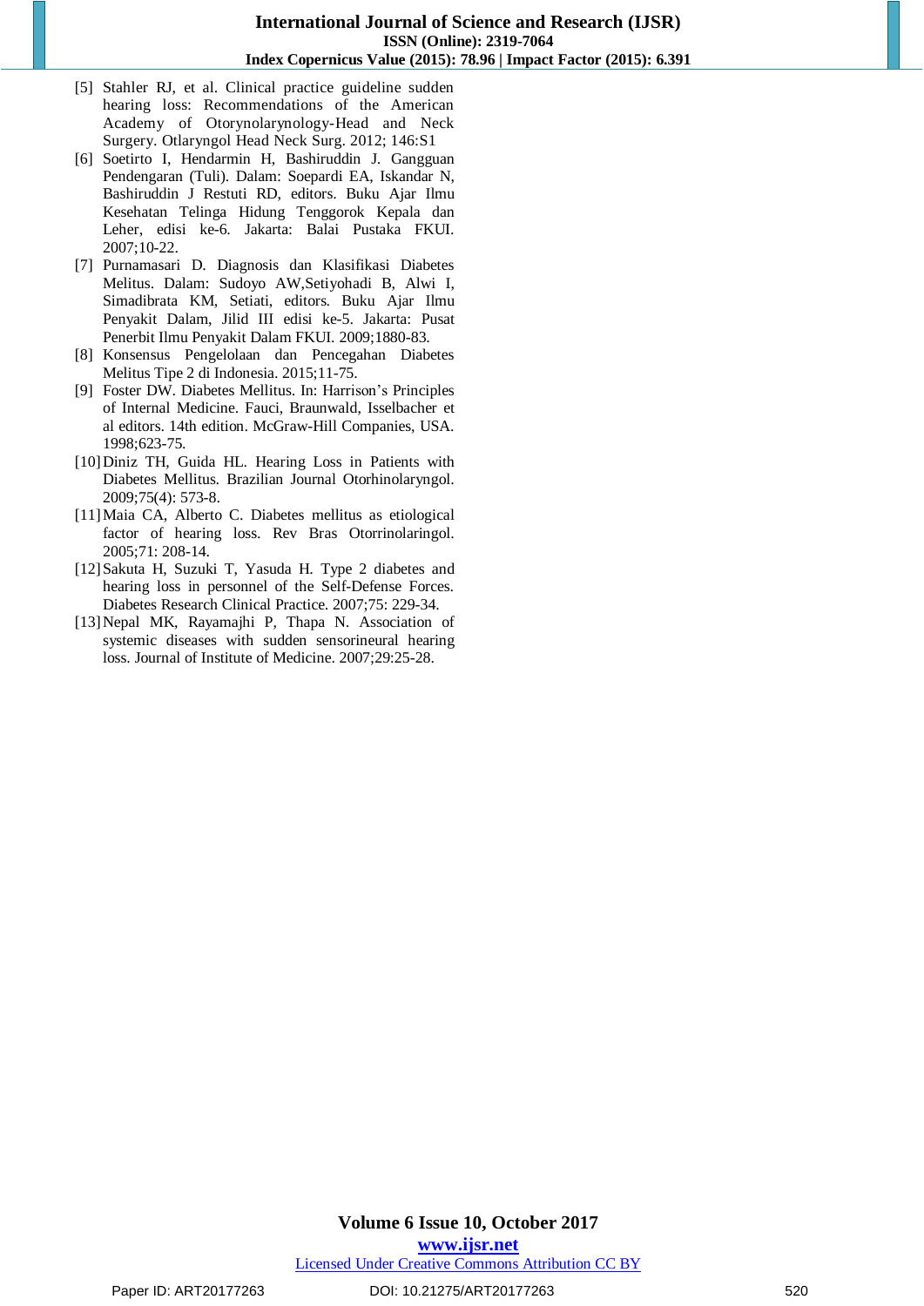[5] Stahler RJ, et al. Clinical practice guideline sudden hearing loss: Recommendations of the American Academy of Otorynolarynology-Head and Neck Surgery. Otlaryngol Head Neck Surg. 2012; 146:S1

[6] Soetirto I, Hendarmin H, Bashiruddin J. Gangguan Pendengaran (Tuli). Dalam: Soepardi EA, Iskandar N, Bashiruddin J Restuti RD, editors. Buku Ajar Ilmu Kesehatan Telinga Hidung Tenggorok Kepala dan Leher, edisi ke-6. Jakarta: Balai Pustaka FKUI. 2007;10-22.

[7] Purnamasari D. Diagnosis dan Klasifikasi Diabetes Melitus. Dalam: Sudoyo AW,Setiyohadi B, Alwi I, Simadibrata KM, Setiati, editors. Buku Ajar Ilmu Penyakit Dalam, Jilid III edisi ke-5. Jakarta: Pusat Penerbit Ilmu Penyakit Dalam FKUI. 2009;1880-83.

[8] Konsensus Pengelolaan dan Pencegahan Diabetes Melitus Tipe 2 di Indonesia. 2015;11-75.

[9] Foster DW. Diabetes Mellitus. In: Harrison's Principles of Internal Medicine. Fauci, Braunwald, Isselbacher et al editors. 14th edition. McGraw-Hill Companies, USA. 1998;623-75.

[10] Diniz TH, Guida HL. Hearing Loss in Patients with Diabetes Mellitus. Brazilian Journal Otorhinolaryngol. 2009;75(4): 573-8.

[11] Maia CA, Alberto C. Diabetes mellitus as etiological factor of hearing loss. Rev Bras Otorrinolaringol. 2005;71: 208-14.

[12] Sakuta H, Suzuki T, Yasuda H. Type 2 diabetes and hearing loss in personnel of the Self-Defense Forces. Diabetes Research Clinical Practice. 2007;75: 229-34.

[13] Nepal MK, Rayamajhi P, Thapa N. Association of systemic diseases with sudden sensorineural hearing loss. Journal of Institute of Medicine. 2007;29:25-28.